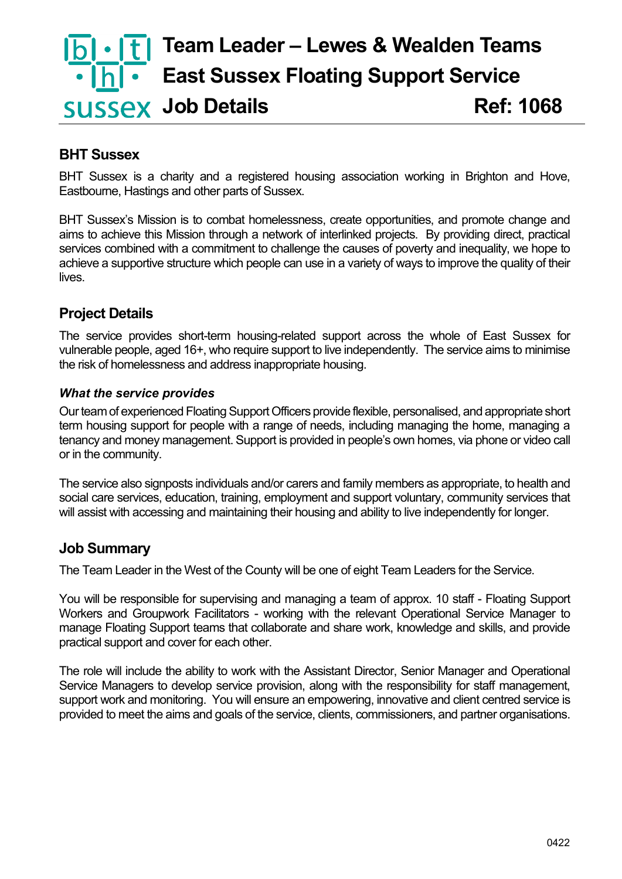# Team Leader – Lewes & Wealden Teams
# East Sussex Floating Support Service
# Job Details — Ref: 1068

## BHT Sussex

BHT Sussex is a charity and a registered housing association working in Brighton and Hove, Eastbourne, Hastings and other parts of Sussex.

BHT Sussex's Mission is to combat homelessness, create opportunities, and promote change and aims to achieve this Mission through a network of interlinked projects. By providing direct, practical services combined with a commitment to challenge the causes of poverty and inequality, we hope to achieve a supportive structure which people can use in a variety of ways to improve the quality of their lives.

## Project Details

The service provides short-term housing-related support across the whole of East Sussex for vulnerable people, aged 16+, who require support to live independently. The service aims to minimise the risk of homelessness and address inappropriate housing.

### *What the service provides*

Our team of experienced Floating Support Officers provide flexible, personalised, and appropriate short term housing support for people with a range of needs, including managing the home, managing a tenancy and money management. Support is provided in people's own homes, via phone or video call or in the community.

The service also signposts individuals and/or carers and family members as appropriate, to health and social care services, education, training, employment and support voluntary, community services that will assist with accessing and maintaining their housing and ability to live independently for longer.

## Job Summary

The Team Leader in the West of the County will be one of eight Team Leaders for the Service.

You will be responsible for supervising and managing a team of approx. 10 staff - Floating Support Workers and Groupwork Facilitators - working with the relevant Operational Service Manager to manage Floating Support teams that collaborate and share work, knowledge and skills, and provide practical support and cover for each other.

The role will include the ability to work with the Assistant Director, Senior Manager and Operational Service Managers to develop service provision, along with the responsibility for staff management, support work and monitoring. You will ensure an empowering, innovative and client centred service is provided to meet the aims and goals of the service, clients, commissioners, and partner organisations.

0422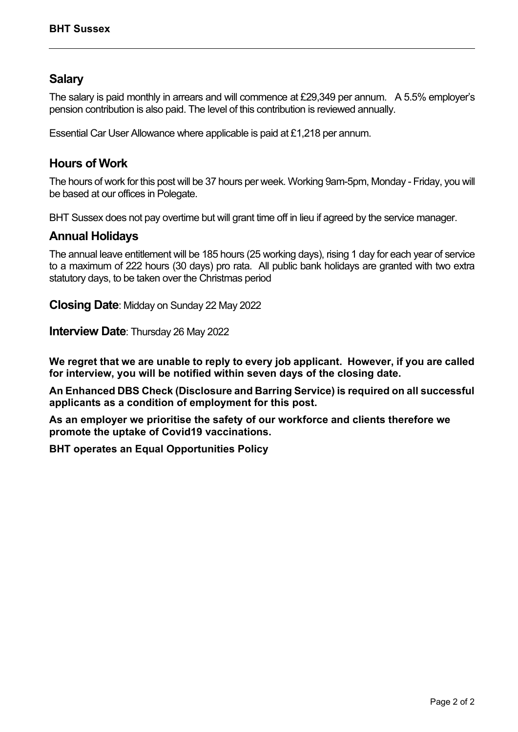## Salary

The salary is paid monthly in arrears and will commence at £29,349 per annum. A 5.5% employer's pension contribution is also paid. The level of this contribution is reviewed annually.

Essential Car User Allowance where applicable is paid at £1,218 per annum.

## Hours of Work

The hours of work for this post will be 37 hours per week. Working 9am-5pm, Monday - Friday, you will be based at our offices in Polegate.

BHT Sussex does not pay overtime but will grant time off in lieu if agreed by the service manager.

## Annual Holidays

The annual leave entitlement will be 185 hours (25 working days), rising 1 day for each year of service to a maximum of 222 hours (30 days) pro rata. All public bank holidays are granted with two extra statutory days, to be taken over the Christmas period

**Closing Date**: Midday on Sunday 22 May 2022

**Interview Date**: Thursday 26 May 2022

**We regret that we are unable to reply to every job applicant. However, if you are called for interview, you will be notified within seven days of the closing date.**

**An Enhanced DBS Check (Disclosure and Barring Service) is required on all successful applicants as a condition of employment for this post.**

**As an employer we prioritise the safety of our workforce and clients therefore we promote the uptake of Covid19 vaccinations.**

**BHT operates an Equal Opportunities Policy**